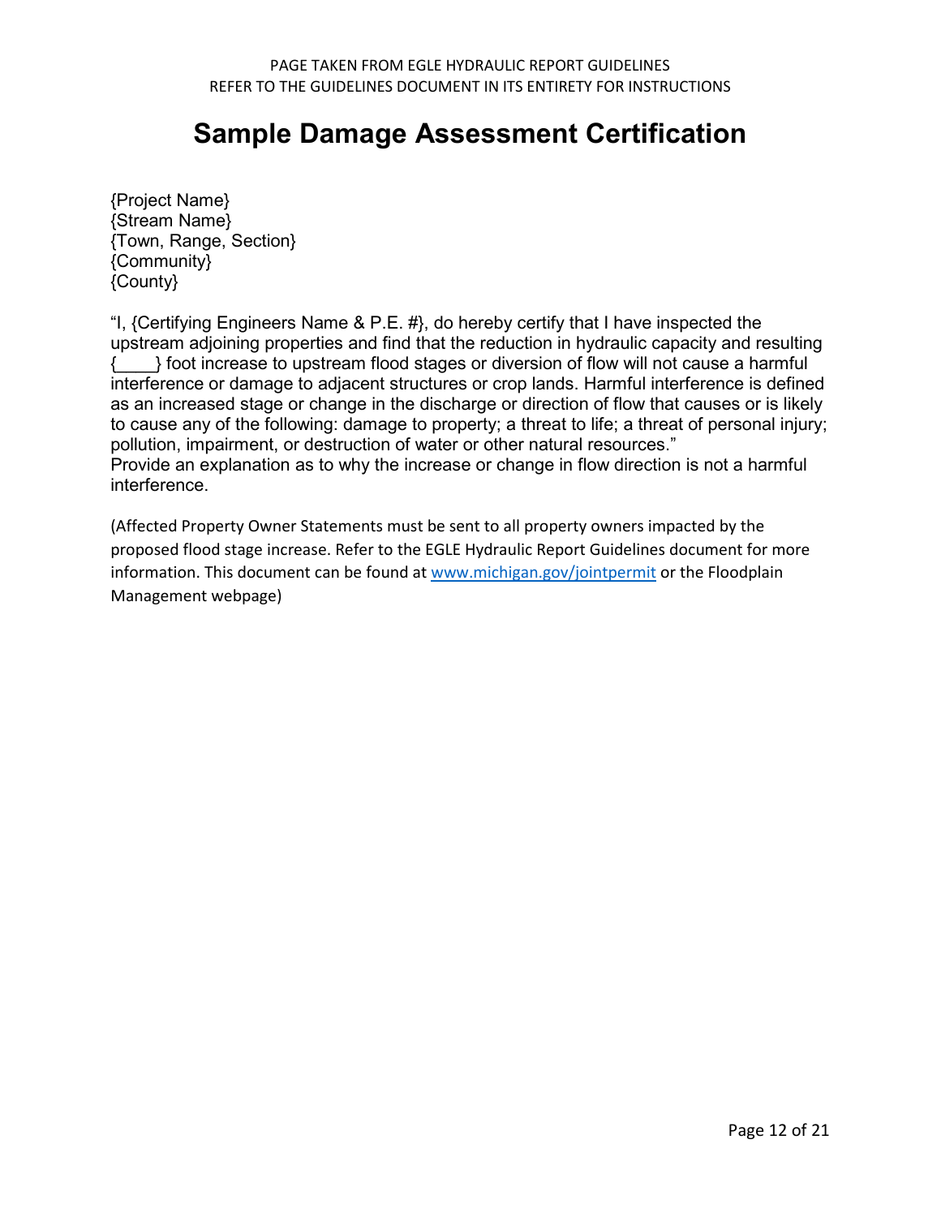PAGE TAKEN FROM EGLE HYDRAULIC REPORT GUIDELINES
REFER TO THE GUIDELINES DOCUMENT IN ITS ENTIRETY FOR INSTRUCTIONS

# Sample Damage Assessment Certification

{Project Name}
{Stream Name}
{Town, Range, Section}
{Community}
{County}

"I, {Certifying Engineers Name & P.E. #}, do hereby certify that I have inspected the upstream adjoining properties and find that the reduction in hydraulic capacity and resulting {____} foot increase to upstream flood stages or diversion of flow will not cause a harmful interference or damage to adjacent structures or crop lands. Harmful interference is defined as an increased stage or change in the discharge or direction of flow that causes or is likely to cause any of the following: damage to property; a threat to life; a threat of personal injury; pollution, impairment, or destruction of water or other natural resources."
Provide an explanation as to why the increase or change in flow direction is not a harmful interference.

(Affected Property Owner Statements must be sent to all property owners impacted by the proposed flood stage increase. Refer to the EGLE Hydraulic Report Guidelines document for more information. This document can be found at [www.michigan.gov/jointpermit](http://www.michigan.gov/jointpermit) or the Floodplain Management webpage)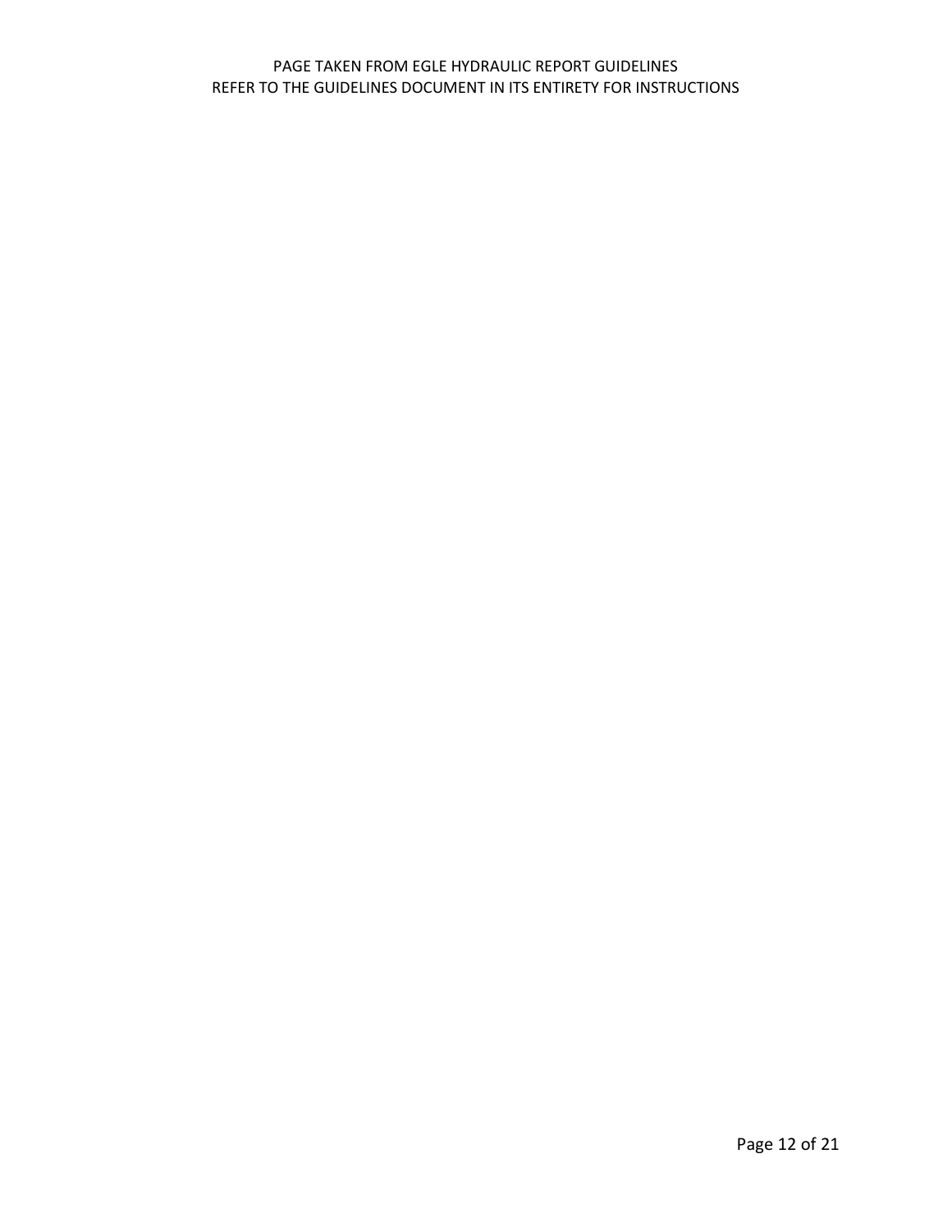PAGE TAKEN FROM EGLE HYDRAULIC REPORT GUIDELINES
REFER TO THE GUIDELINES DOCUMENT IN ITS ENTIRETY FOR INSTRUCTIONS